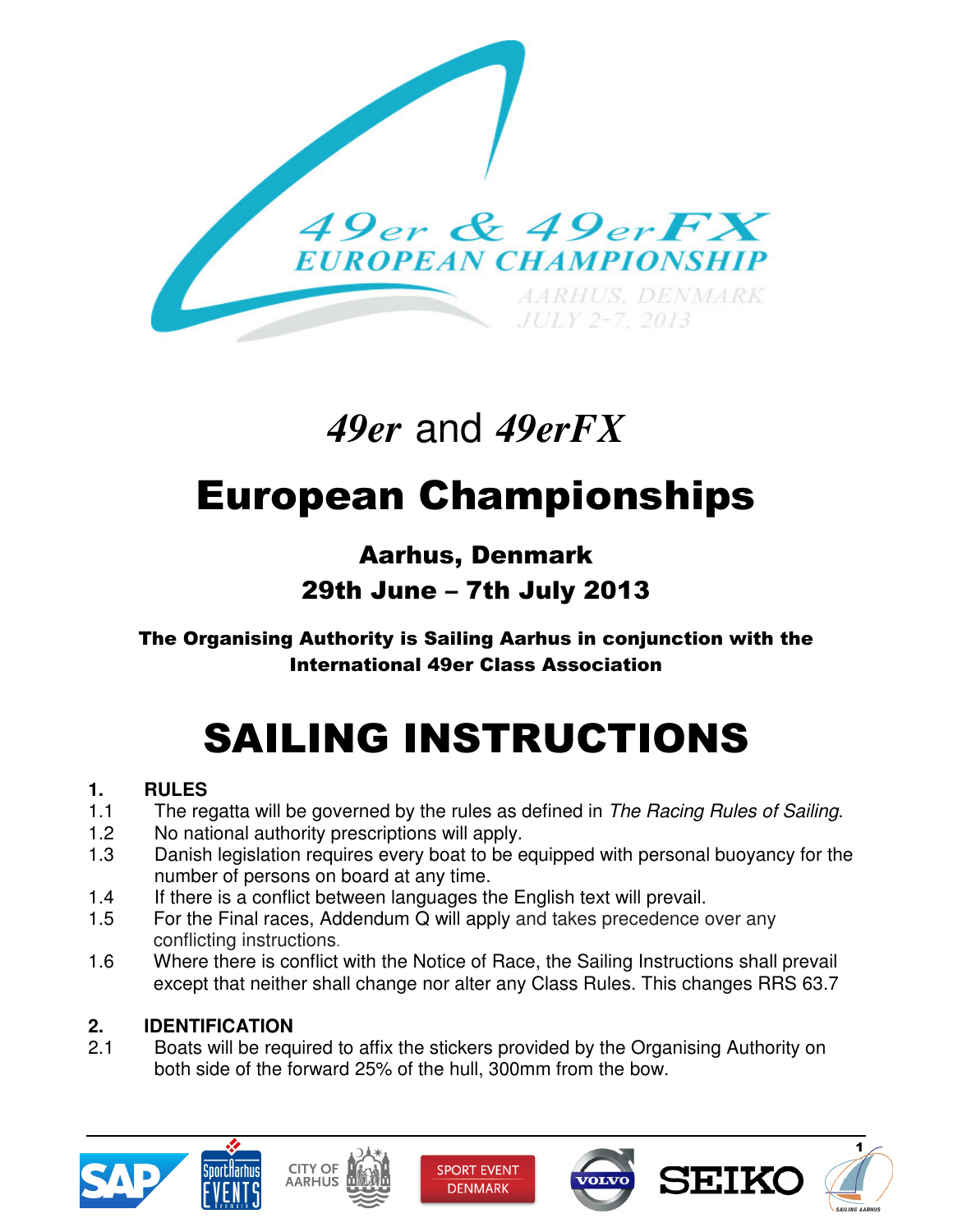*49er* and *49erFX*

# European Championships

## Aarhus, Denmark
## 29th June – 7th July 2013

**The Organising Authority is Sailing Aarhus in conjunction with the International 49er Class Association**

# SAILING INSTRUCTIONS

**1. RULES**

1.1 The regatta will be governed by the rules as defined in *The Racing Rules of Sailing*.

1.2 No national authority prescriptions will apply.

1.3 Danish legislation requires every boat to be equipped with personal buoyancy for the number of persons on board at any time.

1.4 If there is a conflict between languages the English text will prevail.

1.5 For the Final races, Addendum Q will apply and takes precedence over any conflicting instructions.

1.6 Where there is conflict with the Notice of Race, the Sailing Instructions shall prevail except that neither shall change nor alter any Class Rules. This changes RRS 63.7

**2. IDENTIFICATION**

2.1 Boats will be required to affix the stickers provided by the Organising Authority on both side of the forward 25% of the hull, 300mm from the bow.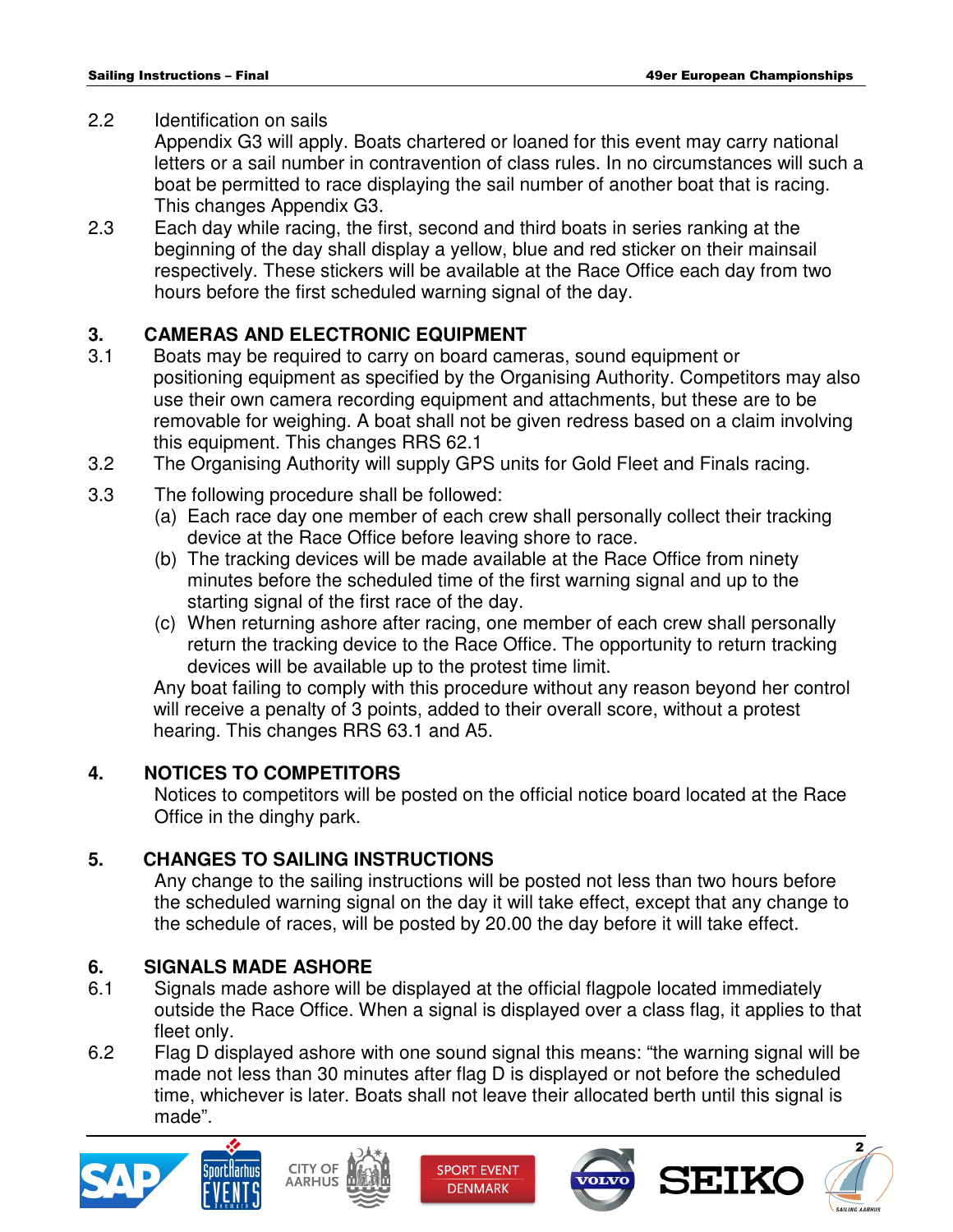2.2 Identification on sails
Appendix G3 will apply. Boats chartered or loaned for this event may carry national letters or a sail number in contravention of class rules. In no circumstances will such a boat be permitted to race displaying the sail number of another boat that is racing. This changes Appendix G3.

2.3 Each day while racing, the first, second and third boats in series ranking at the beginning of the day shall display a yellow, blue and red sticker on their mainsail respectively. These stickers will be available at the Race Office each day from two hours before the first scheduled warning signal of the day.

## 3. CAMERAS AND ELECTRONIC EQUIPMENT

3.1 Boats may be required to carry on board cameras, sound equipment or positioning equipment as specified by the Organising Authority. Competitors may also use their own camera recording equipment and attachments, but these are to be removable for weighing. A boat shall not be given redress based on a claim involving this equipment. This changes RRS 62.1

3.2 The Organising Authority will supply GPS units for Gold Fleet and Finals racing.

3.3 The following procedure shall be followed:
(a) Each race day one member of each crew shall personally collect their tracking device at the Race Office before leaving shore to race.
(b) The tracking devices will be made available at the Race Office from ninety minutes before the scheduled time of the first warning signal and up to the starting signal of the first race of the day.
(c) When returning ashore after racing, one member of each crew shall personally return the tracking device to the Race Office. The opportunity to return tracking devices will be available up to the protest time limit.

Any boat failing to comply with this procedure without any reason beyond her control will receive a penalty of 3 points, added to their overall score, without a protest hearing. This changes RRS 63.1 and A5.

## 4. NOTICES TO COMPETITORS

Notices to competitors will be posted on the official notice board located at the Race Office in the dinghy park.

## 5. CHANGES TO SAILING INSTRUCTIONS

Any change to the sailing instructions will be posted not less than two hours before the scheduled warning signal on the day it will take effect, except that any change to the schedule of races, will be posted by 20.00 the day before it will take effect.

## 6. SIGNALS MADE ASHORE

6.1 Signals made ashore will be displayed at the official flagpole located immediately outside the Race Office. When a signal is displayed over a class flag, it applies to that fleet only.

6.2 Flag D displayed ashore with one sound signal this means: “the warning signal will be made not less than 30 minutes after flag D is displayed or not before the scheduled time, whichever is later. Boats shall not leave their allocated berth until this signal is made”.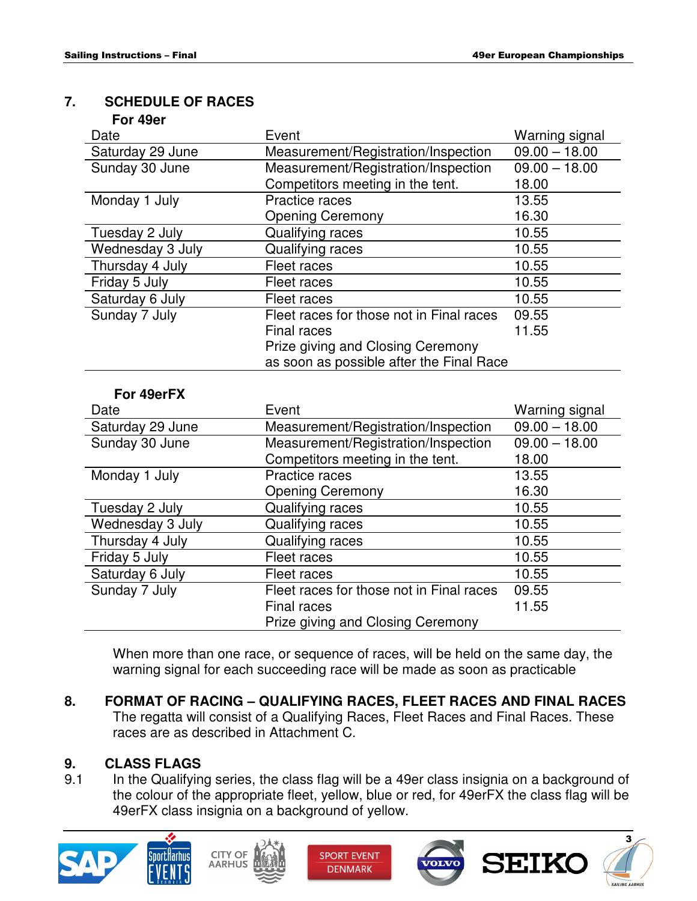## 7. SCHEDULE OF RACES

**For 49er**

| Date | Event | Warning signal |
|---|---|---|
| Saturday 29 June | Measurement/Registration/Inspection | 09.00 – 18.00 |
| Sunday 30 June | Measurement/Registration/Inspection | 09.00 – 18.00 |
| | Competitors meeting in the tent. | 18.00 |
| Monday 1 July | Practice races | 13.55 |
| | Opening Ceremony | 16.30 |
| Tuesday 2 July | Qualifying races | 10.55 |
| Wednesday 3 July | Qualifying races | 10.55 |
| Thursday 4 July | Fleet races | 10.55 |
| Friday 5 July | Fleet races | 10.55 |
| Saturday 6 July | Fleet races | 10.55 |
| Sunday 7 July | Fleet races for those not in Final races | 09.55 |
| | Final races | 11.55 |
| | Prize giving and Closing Ceremony as soon as possible after the Final Race | |

**For 49erFX**

| Date | Event | Warning signal |
|---|---|---|
| Saturday 29 June | Measurement/Registration/Inspection | 09.00 – 18.00 |
| Sunday 30 June | Measurement/Registration/Inspection | 09.00 – 18.00 |
| | Competitors meeting in the tent. | 18.00 |
| Monday 1 July | Practice races | 13.55 |
| | Opening Ceremony | 16.30 |
| Tuesday 2 July | Qualifying races | 10.55 |
| Wednesday 3 July | Qualifying races | 10.55 |
| Thursday 4 July | Qualifying races | 10.55 |
| Friday 5 July | Fleet races | 10.55 |
| Saturday 6 July | Fleet races | 10.55 |
| Sunday 7 July | Fleet races for those not in Final races | 09.55 |
| | Final races | 11.55 |
| | Prize giving and Closing Ceremony | |

When more than one race, or sequence of races, will be held on the same day, the warning signal for each succeeding race will be made as soon as practicable

## 8. FORMAT OF RACING – QUALIFYING RACES, FLEET RACES AND FINAL RACES

The regatta will consist of a Qualifying Races, Fleet Races and Final Races. These races are as described in Attachment C.

## 9. CLASS FLAGS

9.1 In the Qualifying series, the class flag will be a 49er class insignia on a background of the colour of the appropriate fleet, yellow, blue or red, for 49erFX the class flag will be 49erFX class insignia on a background of yellow.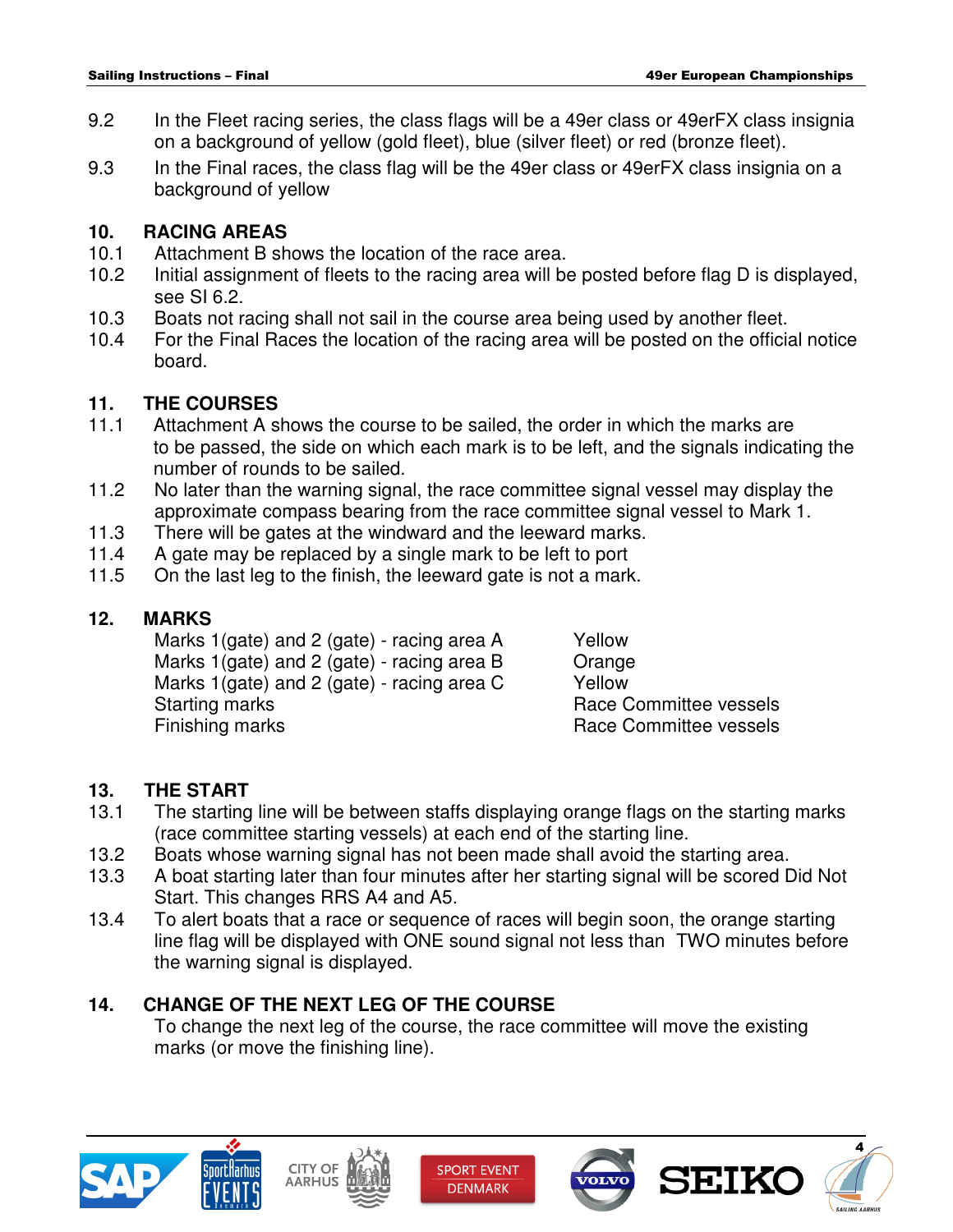9.2 In the Fleet racing series, the class flags will be a 49er class or 49erFX class insignia on a background of yellow (gold fleet), blue (silver fleet) or red (bronze fleet).

9.3 In the Final races, the class flag will be the 49er class or 49erFX class insignia on a background of yellow

## 10. RACING AREAS

10.1 Attachment B shows the location of the race area.

10.2 Initial assignment of fleets to the racing area will be posted before flag D is displayed, see SI 6.2.

10.3 Boats not racing shall not sail in the course area being used by another fleet.

10.4 For the Final Races the location of the racing area will be posted on the official notice board.

## 11. THE COURSES

11.1 Attachment A shows the course to be sailed, the order in which the marks are to be passed, the side on which each mark is to be left, and the signals indicating the number of rounds to be sailed.

11.2 No later than the warning signal, the race committee signal vessel may display the approximate compass bearing from the race committee signal vessel to Mark 1.

11.3 There will be gates at the windward and the leeward marks.

11.4 A gate may be replaced by a single mark to be left to port

11.5 On the last leg to the finish, the leeward gate is not a mark.

## 12. MARKS

| | |
|---|---|
| Marks 1(gate) and 2 (gate) - racing area A | Yellow |
| Marks 1(gate) and 2 (gate) - racing area B | Orange |
| Marks 1(gate) and 2 (gate) - racing area C | Yellow |
| Starting marks | Race Committee vessels |
| Finishing marks | Race Committee vessels |

## 13. THE START

13.1 The starting line will be between staffs displaying orange flags on the starting marks (race committee starting vessels) at each end of the starting line.

13.2 Boats whose warning signal has not been made shall avoid the starting area.

13.3 A boat starting later than four minutes after her starting signal will be scored Did Not Start. This changes RRS A4 and A5.

13.4 To alert boats that a race or sequence of races will begin soon, the orange starting line flag will be displayed with ONE sound signal not less than TWO minutes before the warning signal is displayed.

## 14. CHANGE OF THE NEXT LEG OF THE COURSE

To change the next leg of the course, the race committee will move the existing marks (or move the finishing line).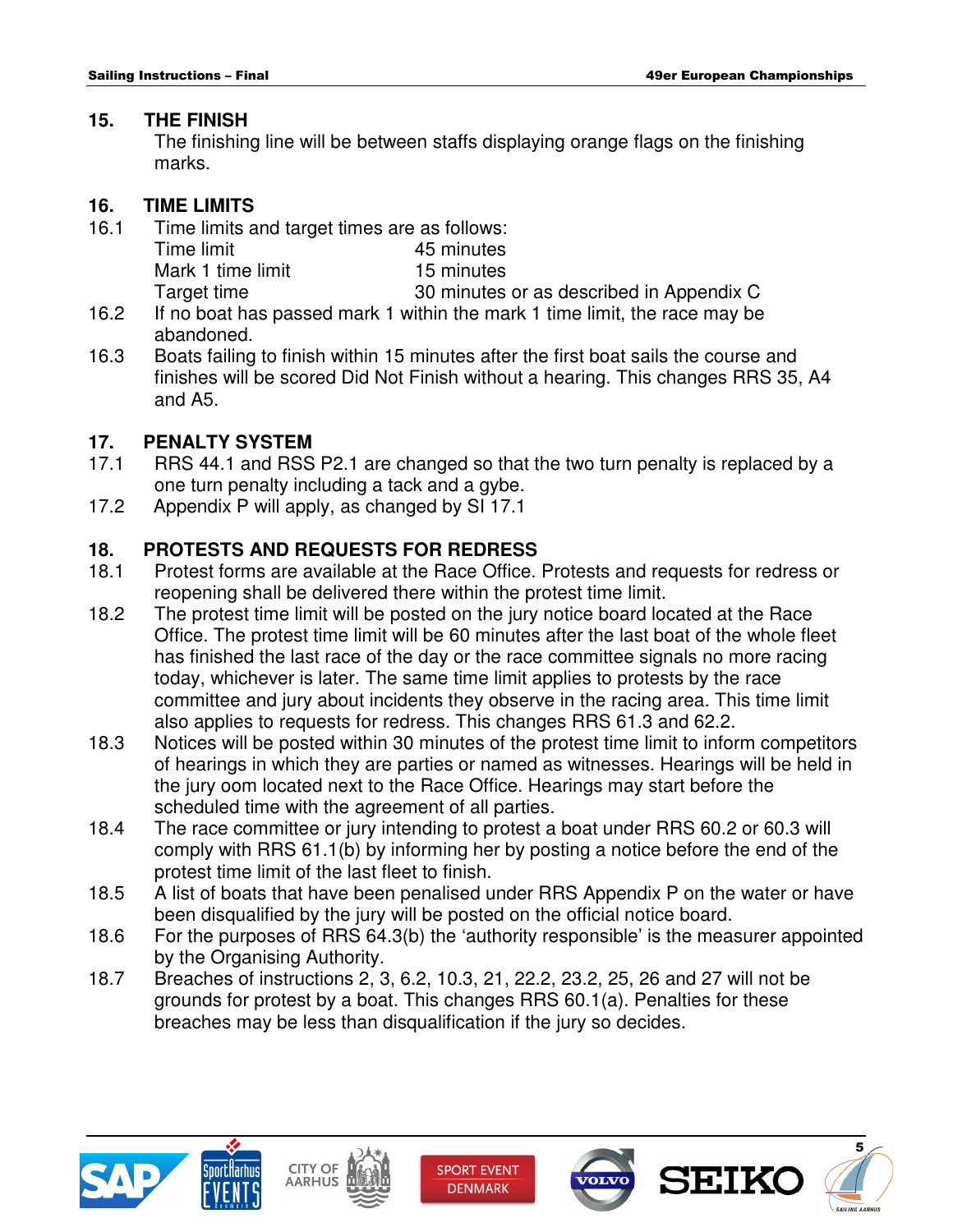## 15. THE FINISH

The finishing line will be between staffs displaying orange flags on the finishing marks.

## 16. TIME LIMITS

16.1 Time limits and target times are as follows:

| | |
|---|---|
| Time limit | 45 minutes |
| Mark 1 time limit | 15 minutes |
| Target time | 30 minutes or as described in Appendix C |

16.2 If no boat has passed mark 1 within the mark 1 time limit, the race may be abandoned.

16.3 Boats failing to finish within 15 minutes after the first boat sails the course and finishes will be scored Did Not Finish without a hearing. This changes RRS 35, A4 and A5.

## 17. PENALTY SYSTEM

17.1 RRS 44.1 and RSS P2.1 are changed so that the two turn penalty is replaced by a one turn penalty including a tack and a gybe.

17.2 Appendix P will apply, as changed by SI 17.1

## 18. PROTESTS AND REQUESTS FOR REDRESS

18.1 Protest forms are available at the Race Office. Protests and requests for redress or reopening shall be delivered there within the protest time limit.

18.2 The protest time limit will be posted on the jury notice board located at the Race Office. The protest time limit will be 60 minutes after the last boat of the whole fleet has finished the last race of the day or the race committee signals no more racing today, whichever is later. The same time limit applies to protests by the race committee and jury about incidents they observe in the racing area. This time limit also applies to requests for redress. This changes RRS 61.3 and 62.2.

18.3 Notices will be posted within 30 minutes of the protest time limit to inform competitors of hearings in which they are parties or named as witnesses. Hearings will be held in the jury oom located next to the Race Office. Hearings may start before the scheduled time with the agreement of all parties.

18.4 The race committee or jury intending to protest a boat under RRS 60.2 or 60.3 will comply with RRS 61.1(b) by informing her by posting a notice before the end of the protest time limit of the last fleet to finish.

18.5 A list of boats that have been penalised under RRS Appendix P on the water or have been disqualified by the jury will be posted on the official notice board.

18.6 For the purposes of RRS 64.3(b) the 'authority responsible' is the measurer appointed by the Organising Authority.

18.7 Breaches of instructions 2, 3, 6.2, 10.3, 21, 22.2, 23.2, 25, 26 and 27 will not be grounds for protest by a boat. This changes RRS 60.1(a). Penalties for these breaches may be less than disqualification if the jury so decides.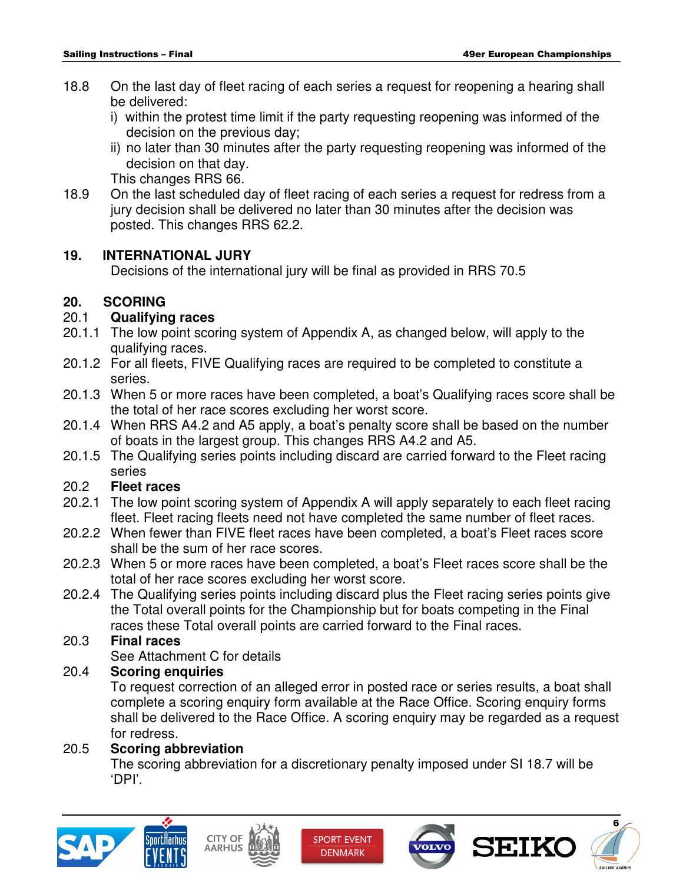18.8 On the last day of fleet racing of each series a request for reopening a hearing shall be delivered:

i) within the protest time limit if the party requesting reopening was informed of the decision on the previous day;

ii) no later than 30 minutes after the party requesting reopening was informed of the decision on that day.

This changes RRS 66.

18.9 On the last scheduled day of fleet racing of each series a request for redress from a jury decision shall be delivered no later than 30 minutes after the decision was posted. This changes RRS 62.2.

## 19. INTERNATIONAL JURY

Decisions of the international jury will be final as provided in RRS 70.5

## 20. SCORING

### 20.1 Qualifying races

20.1.1 The low point scoring system of Appendix A, as changed below, will apply to the qualifying races.

20.1.2 For all fleets, FIVE Qualifying races are required to be completed to constitute a series.

20.1.3 When 5 or more races have been completed, a boat's Qualifying races score shall be the total of her race scores excluding her worst score.

20.1.4 When RRS A4.2 and A5 apply, a boat's penalty score shall be based on the number of boats in the largest group. This changes RRS A4.2 and A5.

20.1.5 The Qualifying series points including discard are carried forward to the Fleet racing series

### 20.2 Fleet races

20.2.1 The low point scoring system of Appendix A will apply separately to each fleet racing fleet. Fleet racing fleets need not have completed the same number of fleet races.

20.2.2 When fewer than FIVE fleet races have been completed, a boat's Fleet races score shall be the sum of her race scores.

20.2.3 When 5 or more races have been completed, a boat's Fleet races score shall be the total of her race scores excluding her worst score.

20.2.4 The Qualifying series points including discard plus the Fleet racing series points give the Total overall points for the Championship but for boats competing in the Final races these Total overall points are carried forward to the Final races.

### 20.3 Final races

See Attachment C for details

### 20.4 Scoring enquiries

To request correction of an alleged error in posted race or series results, a boat shall complete a scoring enquiry form available at the Race Office. Scoring enquiry forms shall be delivered to the Race Office. A scoring enquiry may be regarded as a request for redress.

### 20.5 Scoring abbreviation

The scoring abbreviation for a discretionary penalty imposed under SI 18.7 will be 'DPI'.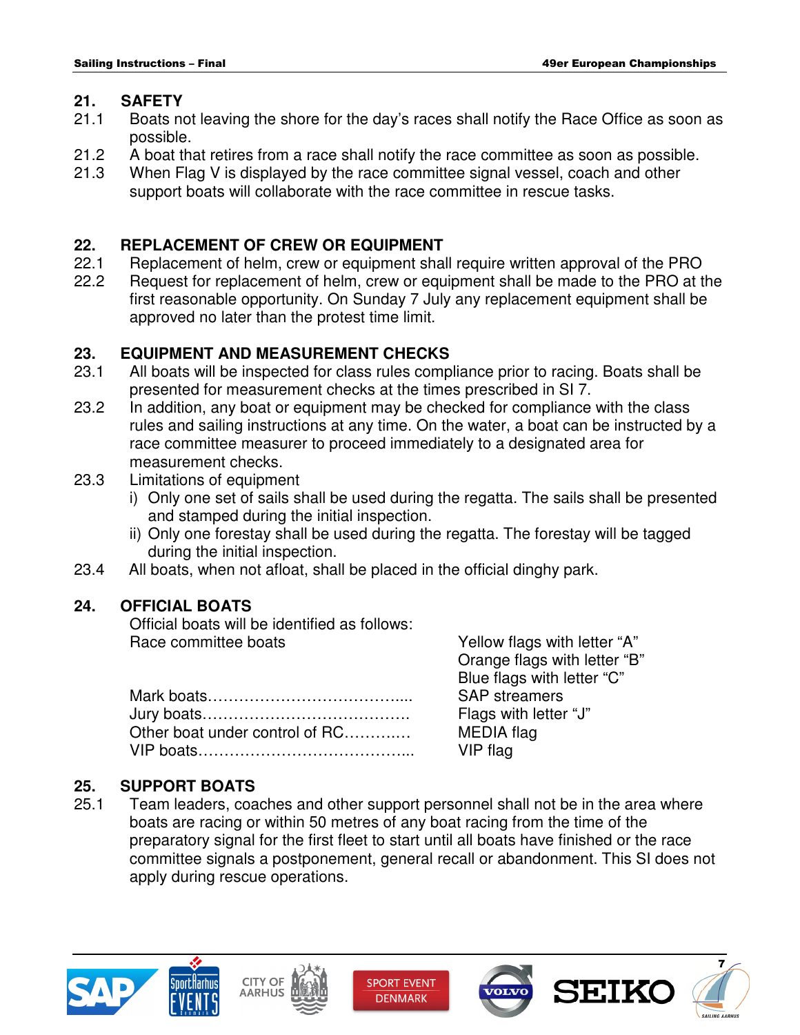## 21. SAFETY

21.1 Boats not leaving the shore for the day's races shall notify the Race Office as soon as possible.

21.2 A boat that retires from a race shall notify the race committee as soon as possible.

21.3 When Flag V is displayed by the race committee signal vessel, coach and other support boats will collaborate with the race committee in rescue tasks.

## 22. REPLACEMENT OF CREW OR EQUIPMENT

22.1 Replacement of helm, crew or equipment shall require written approval of the PRO

22.2 Request for replacement of helm, crew or equipment shall be made to the PRO at the first reasonable opportunity. On Sunday 7 July any replacement equipment shall be approved no later than the protest time limit.

## 23. EQUIPMENT AND MEASUREMENT CHECKS

23.1 All boats will be inspected for class rules compliance prior to racing. Boats shall be presented for measurement checks at the times prescribed in SI 7.

23.2 In addition, any boat or equipment may be checked for compliance with the class rules and sailing instructions at any time. On the water, a boat can be instructed by a race committee measurer to proceed immediately to a designated area for measurement checks.

23.3 Limitations of equipment

i) Only one set of sails shall be used during the regatta. The sails shall be presented and stamped during the initial inspection.

ii) Only one forestay shall be used during the regatta. The forestay will be tagged during the initial inspection.

23.4 All boats, when not afloat, shall be placed in the official dinghy park.

## 24. OFFICIAL BOATS

Official boats will be identified as follows:

| | |
|---|---|
| Race committee boats | Yellow flags with letter "A"<br>Orange flags with letter "B"<br>Blue flags with letter "C" |
| Mark boats.................................... | SAP streamers |
| Jury boats...................................... | Flags with letter "J" |
| Other boat under control of RC............ | MEDIA flag |
| VIP boats........................................ | VIP flag |

## 25. SUPPORT BOATS

25.1 Team leaders, coaches and other support personnel shall not be in the area where boats are racing or within 50 metres of any boat racing from the time of the preparatory signal for the first fleet to start until all boats have finished or the race committee signals a postponement, general recall or abandonment. This SI does not apply during rescue operations.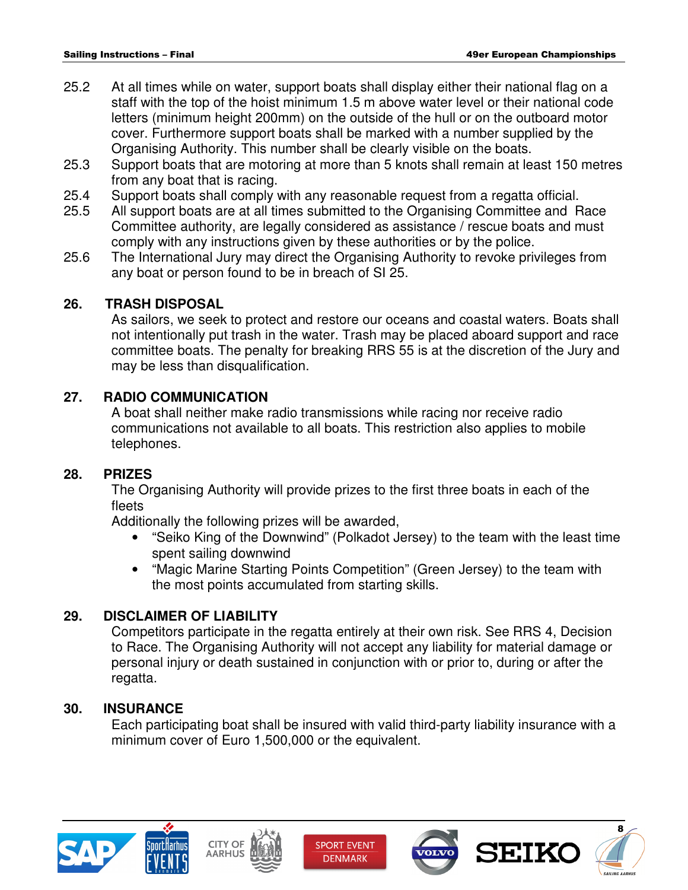25.2 At all times while on water, support boats shall display either their national flag on a staff with the top of the hoist minimum 1.5 m above water level or their national code letters (minimum height 200mm) on the outside of the hull or on the outboard motor cover. Furthermore support boats shall be marked with a number supplied by the Organising Authority. This number shall be clearly visible on the boats.

25.3 Support boats that are motoring at more than 5 knots shall remain at least 150 metres from any boat that is racing.

25.4 Support boats shall comply with any reasonable request from a regatta official.

25.5 All support boats are at all times submitted to the Organising Committee and Race Committee authority, are legally considered as assistance / rescue boats and must comply with any instructions given by these authorities or by the police.

25.6 The International Jury may direct the Organising Authority to revoke privileges from any boat or person found to be in breach of SI 25.

## 26. TRASH DISPOSAL

As sailors, we seek to protect and restore our oceans and coastal waters. Boats shall not intentionally put trash in the water. Trash may be placed aboard support and race committee boats. The penalty for breaking RRS 55 is at the discretion of the Jury and may be less than disqualification.

## 27. RADIO COMMUNICATION

A boat shall neither make radio transmissions while racing nor receive radio communications not available to all boats. This restriction also applies to mobile telephones.

## 28. PRIZES

The Organising Authority will provide prizes to the first three boats in each of the fleets

Additionally the following prizes will be awarded,

- “Seiko King of the Downwind” (Polkadot Jersey) to the team with the least time spent sailing downwind
- “Magic Marine Starting Points Competition” (Green Jersey) to the team with the most points accumulated from starting skills.

## 29. DISCLAIMER OF LIABILITY

Competitors participate in the regatta entirely at their own risk. See RRS 4, Decision to Race. The Organising Authority will not accept any liability for material damage or personal injury or death sustained in conjunction with or prior to, during or after the regatta.

## 30. INSURANCE

Each participating boat shall be insured with valid third-party liability insurance with a minimum cover of Euro 1,500,000 or the equivalent.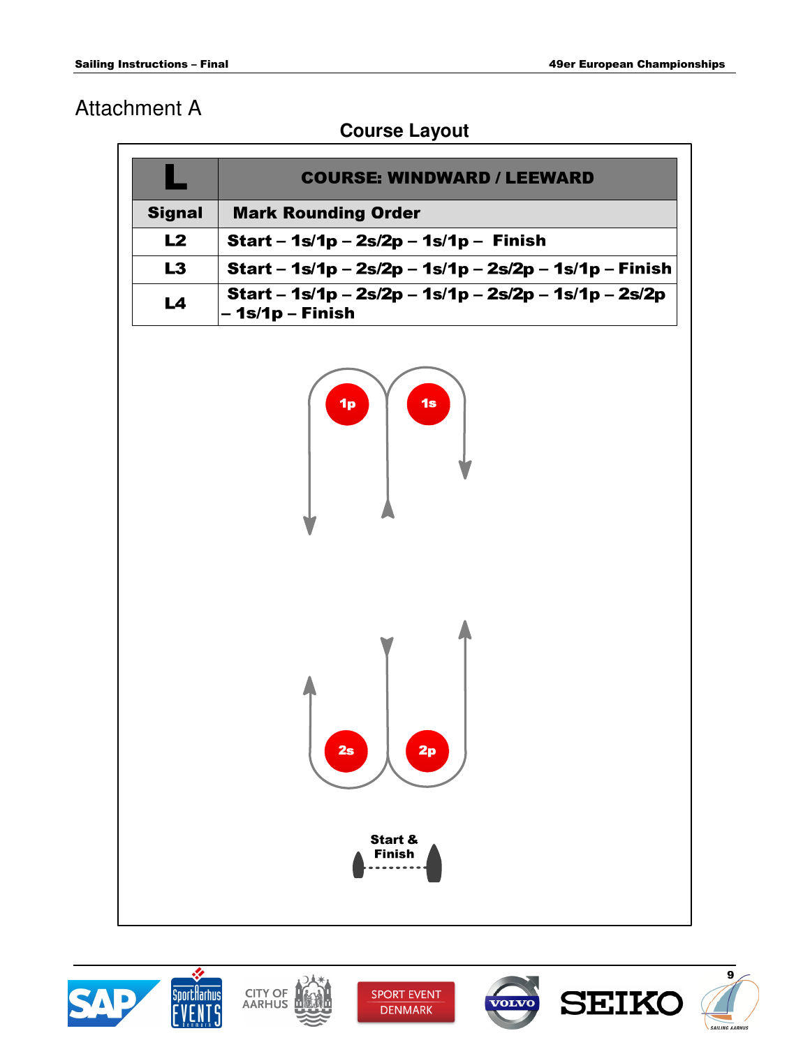# Attachment A

## Course Layout

| L | COURSE: WINDWARD / LEEWARD |
|---|---|
| **Signal** | **Mark Rounding Order** |
| **L2** | **Start – 1s/1p – 2s/2p – 1s/1p – Finish** |
| **L3** | **Start – 1s/1p – 2s/2p – 1s/1p – 2s/2p – 1s/1p – Finish** |
| **L4** | **Start – 1s/1p – 2s/2p – 1s/1p – 2s/2p – 1s/1p – 2s/2p – 1s/1p – Finish** |

1p 1s

2s 2p

**Start & Finish**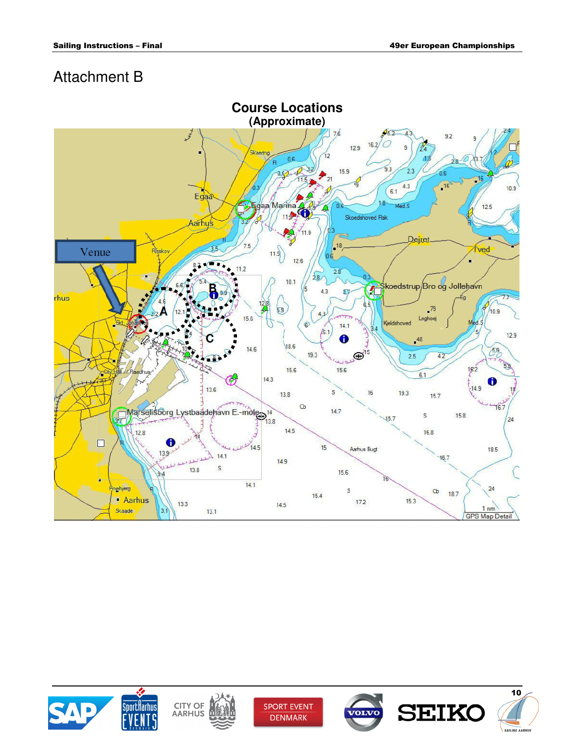# Attachment B

## Course Locations
### (Approximate)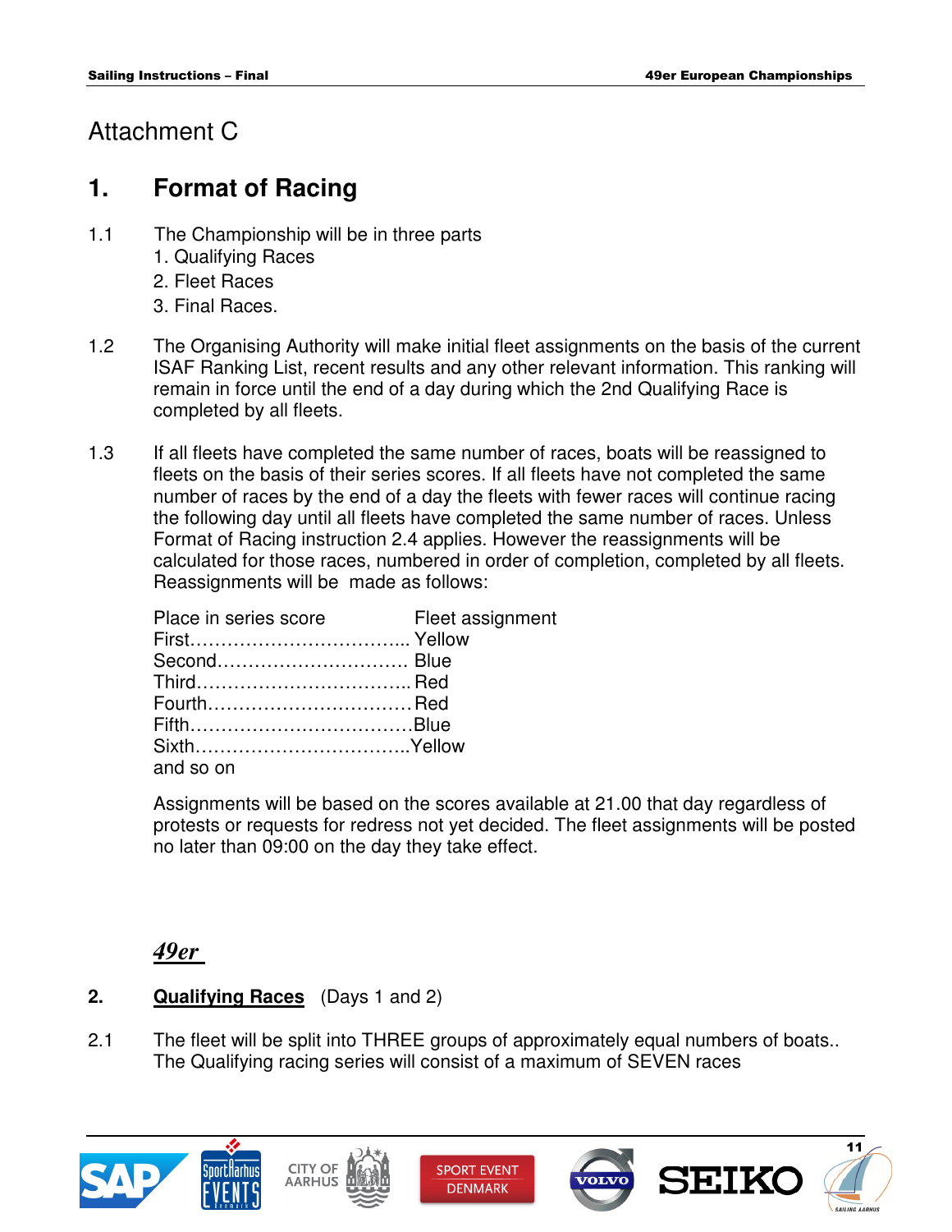# Attachment C

## 1. Format of Racing

1.1 The Championship will be in three parts

1. Qualifying Races
2. Fleet Races
3. Final Races.

1.2 The Organising Authority will make initial fleet assignments on the basis of the current ISAF Ranking List, recent results and any other relevant information. This ranking will remain in force until the end of a day during which the 2nd Qualifying Race is completed by all fleets.

1.3 If all fleets have completed the same number of races, boats will be reassigned to fleets on the basis of their series scores. If all fleets have not completed the same number of races by the end of a day the fleets with fewer races will continue racing the following day until all fleets have completed the same number of races. Unless Format of Racing instruction 2.4 applies. However the reassignments will be calculated for those races, numbered in order of completion, completed by all fleets. Reassignments will be made as follows:

| Place in series score | Fleet assignment |
|---|---|
| First | Yellow |
| Second | Blue |
| Third | Red |
| Fourth | Red |
| Fifth | Blue |
| Sixth | Yellow |
| and so on | |

Assignments will be based on the scores available at 21.00 that day regardless of protests or requests for redress not yet decided. The fleet assignments will be posted no later than 09:00 on the day they take effect.

***49er***

## 2. Qualifying Races (Days 1 and 2)

2.1 The fleet will be split into THREE groups of approximately equal numbers of boats.. The Qualifying racing series will consist of a maximum of SEVEN races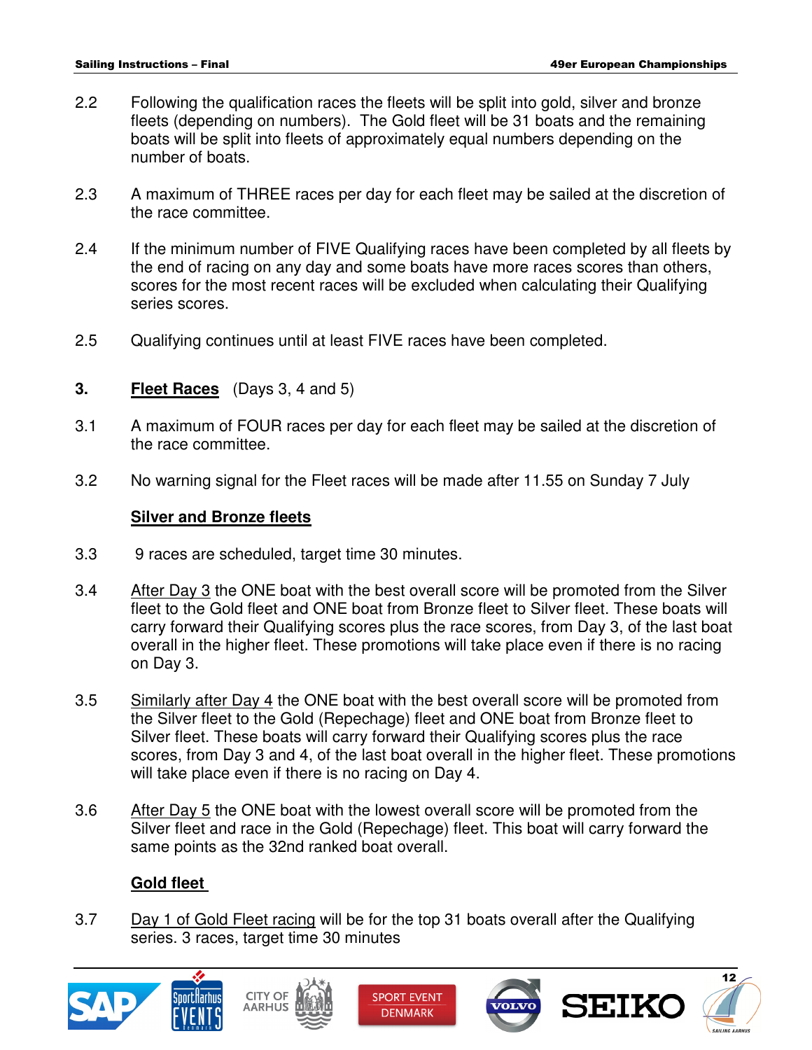2.2 Following the qualification races the fleets will be split into gold, silver and bronze fleets (depending on numbers). The Gold fleet will be 31 boats and the remaining boats will be split into fleets of approximately equal numbers depending on the number of boats.

2.3 A maximum of THREE races per day for each fleet may be sailed at the discretion of the race committee.

2.4 If the minimum number of FIVE Qualifying races have been completed by all fleets by the end of racing on any day and some boats have more races scores than others, scores for the most recent races will be excluded when calculating their Qualifying series scores.

2.5 Qualifying continues until at least FIVE races have been completed.

## 3. <u>Fleet Races</u> (Days 3, 4 and 5)

3.1 A maximum of FOUR races per day for each fleet may be sailed at the discretion of the race committee.

3.2 No warning signal for the Fleet races will be made after 11.55 on Sunday 7 July

### <u>Silver and Bronze fleets</u>

3.3 9 races are scheduled, target time 30 minutes.

3.4 <u>After Day 3</u> the ONE boat with the best overall score will be promoted from the Silver fleet to the Gold fleet and ONE boat from Bronze fleet to Silver fleet. These boats will carry forward their Qualifying scores plus the race scores, from Day 3, of the last boat overall in the higher fleet. These promotions will take place even if there is no racing on Day 3.

3.5 <u>Similarly after Day 4</u> the ONE boat with the best overall score will be promoted from the Silver fleet to the Gold (Repechage) fleet and ONE boat from Bronze fleet to Silver fleet. These boats will carry forward their Qualifying scores plus the race scores, from Day 3 and 4, of the last boat overall in the higher fleet. These promotions will take place even if there is no racing on Day 4.

3.6 <u>After Day 5</u> the ONE boat with the lowest overall score will be promoted from the Silver fleet and race in the Gold (Repechage) fleet. This boat will carry forward the same points as the 32nd ranked boat overall.

### <u>Gold fleet</u>

3.7 <u>Day 1 of Gold Fleet racing</u> will be for the top 31 boats overall after the Qualifying series. 3 races, target time 30 minutes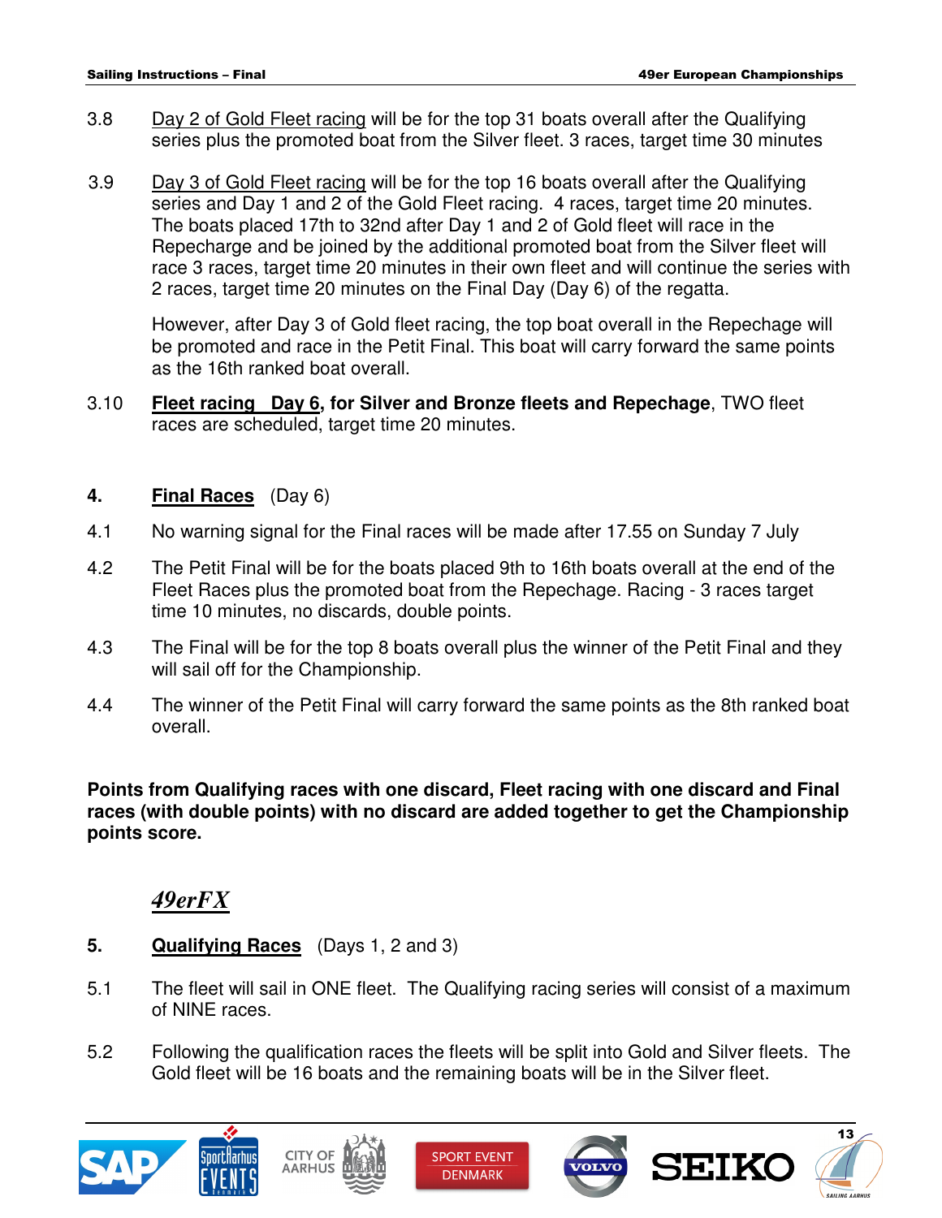3.8 Day 2 of Gold Fleet racing will be for the top 31 boats overall after the Qualifying series plus the promoted boat from the Silver fleet. 3 races, target time 30 minutes

3.9 Day 3 of Gold Fleet racing will be for the top 16 boats overall after the Qualifying series and Day 1 and 2 of the Gold Fleet racing. 4 races, target time 20 minutes. The boats placed 17th to 32nd after Day 1 and 2 of Gold fleet will race in the Repecharge and be joined by the additional promoted boat from the Silver fleet will race 3 races, target time 20 minutes in their own fleet and will continue the series with 2 races, target time 20 minutes on the Final Day (Day 6) of the regatta.

However, after Day 3 of Gold fleet racing, the top boat overall in the Repechage will be promoted and race in the Petit Final. This boat will carry forward the same points as the 16th ranked boat overall.

3.10 **Fleet racing Day 6, for Silver and Bronze fleets and Repechage**, TWO fleet races are scheduled, target time 20 minutes.

## 4. Final Races (Day 6)

4.1 No warning signal for the Final races will be made after 17.55 on Sunday 7 July

4.2 The Petit Final will be for the boats placed 9th to 16th boats overall at the end of the Fleet Races plus the promoted boat from the Repechage. Racing - 3 races target time 10 minutes, no discards, double points.

4.3 The Final will be for the top 8 boats overall plus the winner of the Petit Final and they will sail off for the Championship.

4.4 The winner of the Petit Final will carry forward the same points as the 8th ranked boat overall.

**Points from Qualifying races with one discard, Fleet racing with one discard and Final races (with double points) with no discard are added together to get the Championship points score.**

# *49erFX*

## 5. Qualifying Races (Days 1, 2 and 3)

5.1 The fleet will sail in ONE fleet. The Qualifying racing series will consist of a maximum of NINE races.

5.2 Following the qualification races the fleets will be split into Gold and Silver fleets. The Gold fleet will be 16 boats and the remaining boats will be in the Silver fleet.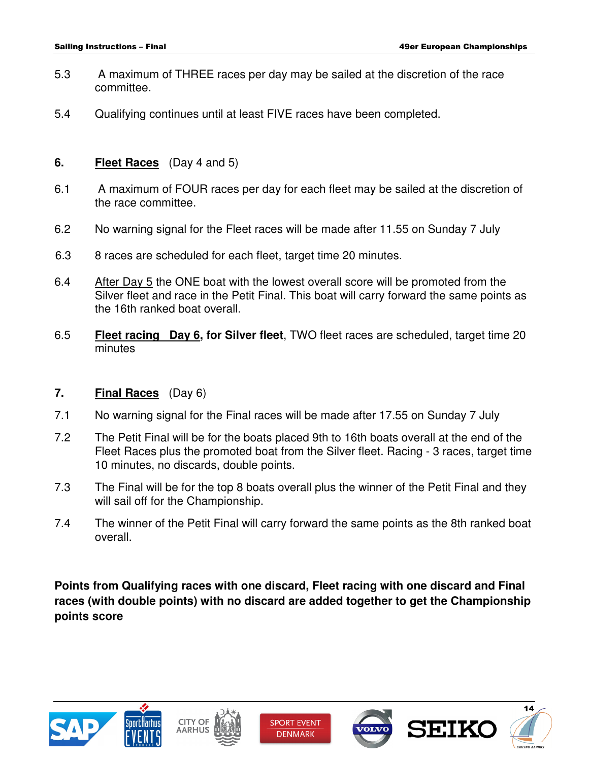5.3 A maximum of THREE races per day may be sailed at the discretion of the race committee.

5.4 Qualifying continues until at least FIVE races have been completed.

## 6. Fleet Races (Day 4 and 5)

6.1 A maximum of FOUR races per day for each fleet may be sailed at the discretion of the race committee.

6.2 No warning signal for the Fleet races will be made after 11.55 on Sunday 7 July

6.3 8 races are scheduled for each fleet, target time 20 minutes.

6.4 After Day 5 the ONE boat with the lowest overall score will be promoted from the Silver fleet and race in the Petit Final. This boat will carry forward the same points as the 16th ranked boat overall.

6.5 **Fleet racing Day 6, for Silver fleet**, TWO fleet races are scheduled, target time 20 minutes

## 7. Final Races (Day 6)

7.1 No warning signal for the Final races will be made after 17.55 on Sunday 7 July

7.2 The Petit Final will be for the boats placed 9th to 16th boats overall at the end of the Fleet Races plus the promoted boat from the Silver fleet. Racing - 3 races, target time 10 minutes, no discards, double points.

7.3 The Final will be for the top 8 boats overall plus the winner of the Petit Final and they will sail off for the Championship.

7.4 The winner of the Petit Final will carry forward the same points as the 8th ranked boat overall.

**Points from Qualifying races with one discard, Fleet racing with one discard and Final races (with double points) with no discard are added together to get the Championship points score**